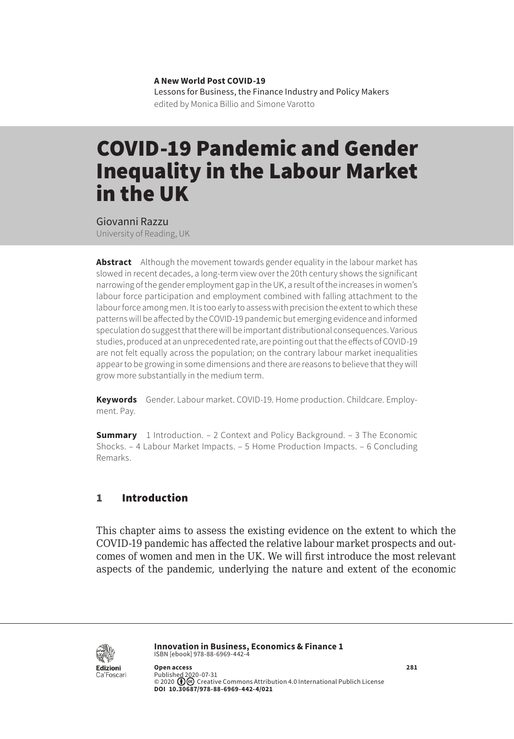**A New World Post COVID-19**
Lessons for Business, the Finance Industry and Policy Makers
edited by Monica Billio and Simone Varotto

# COVID-19 Pandemic and Gender Inequality in the Labour Market in the UK

Giovanni Razzu
University of Reading, UK

**Abstract** Although the movement towards gender equality in the labour market has slowed in recent decades, a long-term view over the 20th century shows the significant narrowing of the gender employment gap in the UK, a result of the increases in women's labour force participation and employment combined with falling attachment to the labour force among men. It is too early to assess with precision the extent to which these patterns will be affected by the COVID-19 pandemic but emerging evidence and informed speculation do suggest that there will be important distributional consequences. Various studies, produced at an unprecedented rate, are pointing out that the effects of COVID-19 are not felt equally across the population; on the contrary labour market inequalities appear to be growing in some dimensions and there are reasons to believe that they will grow more substantially in the medium term.

**Keywords** Gender. Labour market. COVID-19. Home production. Childcare. Employment. Pay.

**Summary** 1 Introduction. – 2 Context and Policy Background. – 3 The Economic Shocks. – 4 Labour Market Impacts. – 5 Home Production Impacts. – 6 Concluding Remarks.

## 1 Introduction

This chapter aims to assess the existing evidence on the extent to which the COVID-19 pandemic has affected the relative labour market prospects and outcomes of women and men in the UK. We will first introduce the most relevant aspects of the pandemic, underlying the nature and extent of the economic

**Innovation in Business, Economics & Finance 1**
ISBN [ebook] 978-88-6969-442-4

**Open access**
Published 2020-07-31
© 2020 Creative Commons Attribution 4.0 International Publich License
**DOI 10.30687/978-88-6969-442-4/021**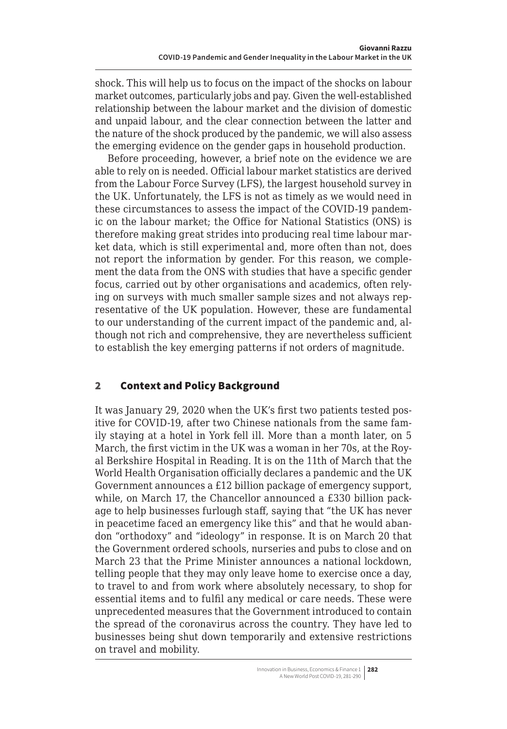shock. This will help us to focus on the impact of the shocks on labour market outcomes, particularly jobs and pay. Given the well-established relationship between the labour market and the division of domestic and unpaid labour, and the clear connection between the latter and the nature of the shock produced by the pandemic, we will also assess the emerging evidence on the gender gaps in household production.

Before proceeding, however, a brief note on the evidence we are able to rely on is needed. Official labour market statistics are derived from the Labour Force Survey (LFS), the largest household survey in the UK. Unfortunately, the LFS is not as timely as we would need in these circumstances to assess the impact of the COVID-19 pandemic on the labour market; the Office for National Statistics (ONS) is therefore making great strides into producing real time labour market data, which is still experimental and, more often than not, does not report the information by gender. For this reason, we complement the data from the ONS with studies that have a specific gender focus, carried out by other organisations and academics, often relying on surveys with much smaller sample sizes and not always representative of the UK population. However, these are fundamental to our understanding of the current impact of the pandemic and, although not rich and comprehensive, they are nevertheless sufficient to establish the key emerging patterns if not orders of magnitude.

## 2 Context and Policy Background

It was January 29, 2020 when the UK's first two patients tested positive for COVID-19, after two Chinese nationals from the same family staying at a hotel in York fell ill. More than a month later, on 5 March, the first victim in the UK was a woman in her 70s, at the Royal Berkshire Hospital in Reading. It is on the 11th of March that the World Health Organisation officially declares a pandemic and the UK Government announces a £12 billion package of emergency support, while, on March 17, the Chancellor announced a £330 billion package to help businesses furlough staff, saying that "the UK has never in peacetime faced an emergency like this" and that he would abandon "orthodoxy" and "ideology" in response. It is on March 20 that the Government ordered schools, nurseries and pubs to close and on March 23 that the Prime Minister announces a national lockdown, telling people that they may only leave home to exercise once a day, to travel to and from work where absolutely necessary, to shop for essential items and to fulfil any medical or care needs. These were unprecedented measures that the Government introduced to contain the spread of the coronavirus across the country. They have led to businesses being shut down temporarily and extensive restrictions on travel and mobility.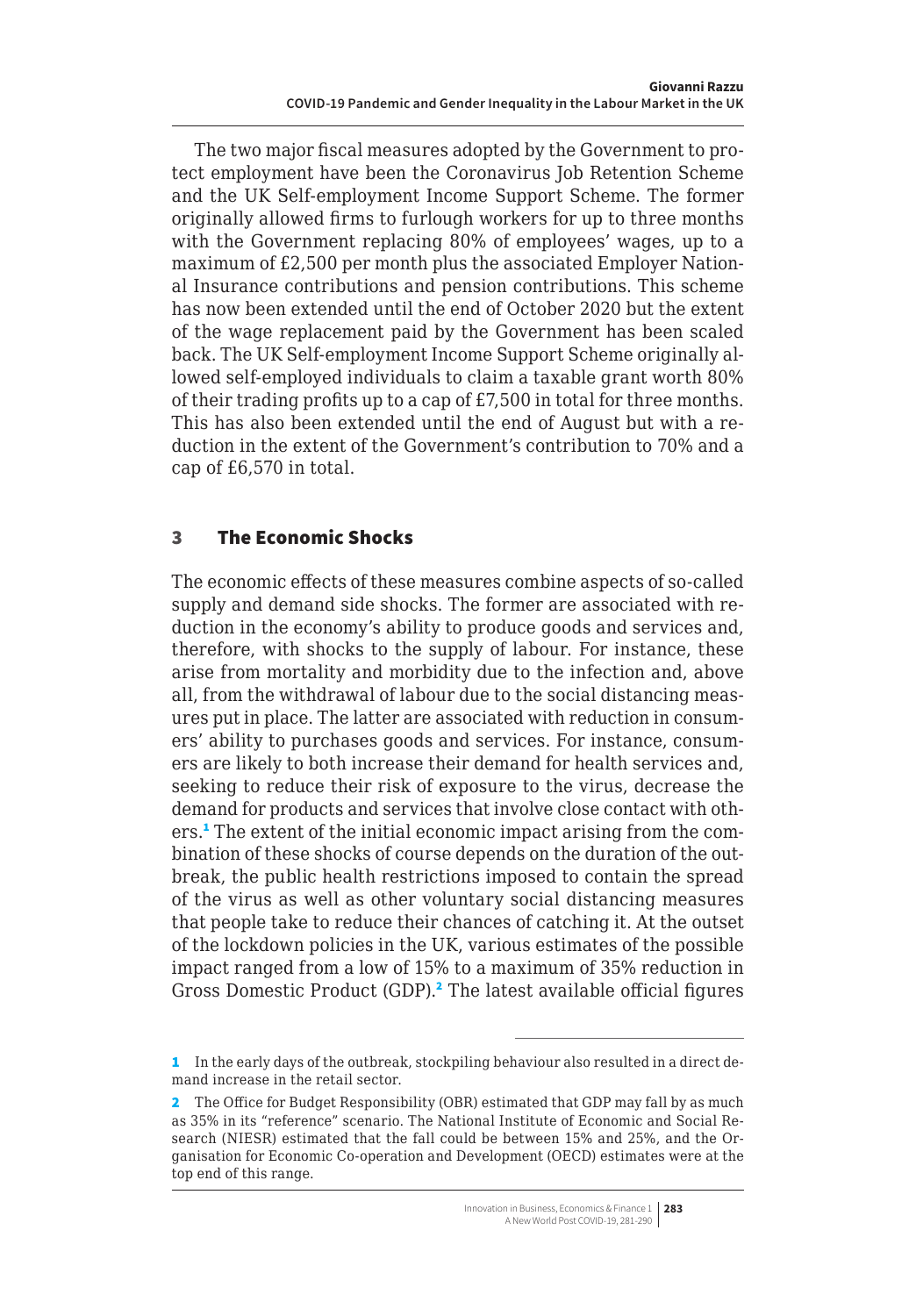The two major fiscal measures adopted by the Government to protect employment have been the Coronavirus Job Retention Scheme and the UK Self-employment Income Support Scheme. The former originally allowed firms to furlough workers for up to three months with the Government replacing 80% of employees' wages, up to a maximum of £2,500 per month plus the associated Employer National Insurance contributions and pension contributions. This scheme has now been extended until the end of October 2020 but the extent of the wage replacement paid by the Government has been scaled back. The UK Self-employment Income Support Scheme originally allowed self-employed individuals to claim a taxable grant worth 80% of their trading profits up to a cap of £7,500 in total for three months. This has also been extended until the end of August but with a reduction in the extent of the Government's contribution to 70% and a cap of £6,570 in total.

## 3 The Economic Shocks

The economic effects of these measures combine aspects of so-called supply and demand side shocks. The former are associated with reduction in the economy's ability to produce goods and services and, therefore, with shocks to the supply of labour. For instance, these arise from mortality and morbidity due to the infection and, above all, from the withdrawal of labour due to the social distancing measures put in place. The latter are associated with reduction in consumers' ability to purchases goods and services. For instance, consumers are likely to both increase their demand for health services and, seeking to reduce their risk of exposure to the virus, decrease the demand for products and services that involve close contact with others.[1] The extent of the initial economic impact arising from the combination of these shocks of course depends on the duration of the outbreak, the public health restrictions imposed to contain the spread of the virus as well as other voluntary social distancing measures that people take to reduce their chances of catching it. At the outset of the lockdown policies in the UK, various estimates of the possible impact ranged from a low of 15% to a maximum of 35% reduction in Gross Domestic Product (GDP).[2] The latest available official figures

---

[1] In the early days of the outbreak, stockpiling behaviour also resulted in a direct demand increase in the retail sector.

[2] The Office for Budget Responsibility (OBR) estimated that GDP may fall by as much as 35% in its "reference" scenario. The National Institute of Economic and Social Research (NIESR) estimated that the fall could be between 15% and 25%, and the Organisation for Economic Co-operation and Development (OECD) estimates were at the top end of this range.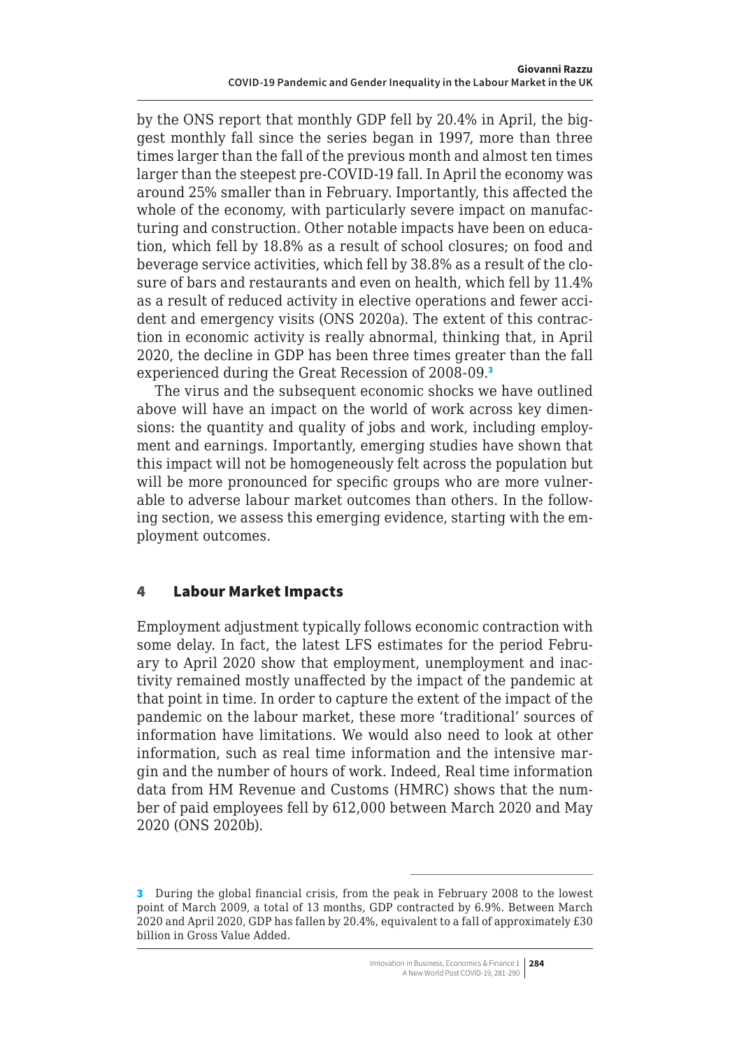by the ONS report that monthly GDP fell by 20.4% in April, the biggest monthly fall since the series began in 1997, more than three times larger than the fall of the previous month and almost ten times larger than the steepest pre-COVID-19 fall. In April the economy was around 25% smaller than in February. Importantly, this affected the whole of the economy, with particularly severe impact on manufacturing and construction. Other notable impacts have been on education, which fell by 18.8% as a result of school closures; on food and beverage service activities, which fell by 38.8% as a result of the closure of bars and restaurants and even on health, which fell by 11.4% as a result of reduced activity in elective operations and fewer accident and emergency visits (ONS 2020a). The extent of this contraction in economic activity is really abnormal, thinking that, in April 2020, the decline in GDP has been three times greater than the fall experienced during the Great Recession of 2008-09.[3]

The virus and the subsequent economic shocks we have outlined above will have an impact on the world of work across key dimensions: the quantity and quality of jobs and work, including employment and earnings. Importantly, emerging studies have shown that this impact will not be homogeneously felt across the population but will be more pronounced for specific groups who are more vulnerable to adverse labour market outcomes than others. In the following section, we assess this emerging evidence, starting with the employment outcomes.

## 4 Labour Market Impacts

Employment adjustment typically follows economic contraction with some delay. In fact, the latest LFS estimates for the period February to April 2020 show that employment, unemployment and inactivity remained mostly unaffected by the impact of the pandemic at that point in time. In order to capture the extent of the impact of the pandemic on the labour market, these more 'traditional' sources of information have limitations. We would also need to look at other information, such as real time information and the intensive margin and the number of hours of work. Indeed, Real time information data from HM Revenue and Customs (HMRC) shows that the number of paid employees fell by 612,000 between March 2020 and May 2020 (ONS 2020b).

---

[3] During the global financial crisis, from the peak in February 2008 to the lowest point of March 2009, a total of 13 months, GDP contracted by 6.9%. Between March 2020 and April 2020, GDP has fallen by 20.4%, equivalent to a fall of approximately £30 billion in Gross Value Added.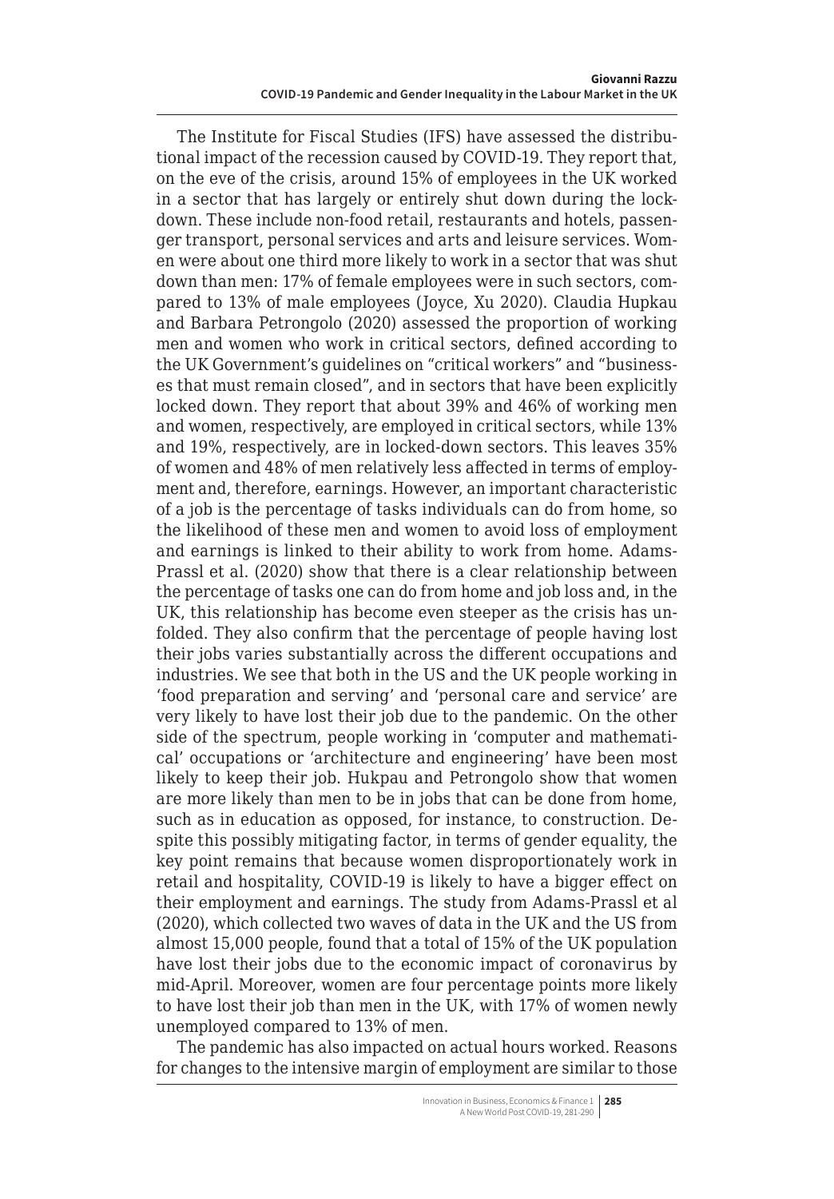The Institute for Fiscal Studies (IFS) have assessed the distributional impact of the recession caused by COVID-19. They report that, on the eve of the crisis, around 15% of employees in the UK worked in a sector that has largely or entirely shut down during the lockdown. These include non-food retail, restaurants and hotels, passenger transport, personal services and arts and leisure services. Women were about one third more likely to work in a sector that was shut down than men: 17% of female employees were in such sectors, compared to 13% of male employees (Joyce, Xu 2020). Claudia Hupkau and Barbara Petrongolo (2020) assessed the proportion of working men and women who work in critical sectors, defined according to the UK Government's guidelines on "critical workers" and "businesses that must remain closed", and in sectors that have been explicitly locked down. They report that about 39% and 46% of working men and women, respectively, are employed in critical sectors, while 13% and 19%, respectively, are in locked-down sectors. This leaves 35% of women and 48% of men relatively less affected in terms of employment and, therefore, earnings. However, an important characteristic of a job is the percentage of tasks individuals can do from home, so the likelihood of these men and women to avoid loss of employment and earnings is linked to their ability to work from home. Adams-Prassl et al. (2020) show that there is a clear relationship between the percentage of tasks one can do from home and job loss and, in the UK, this relationship has become even steeper as the crisis has unfolded. They also confirm that the percentage of people having lost their jobs varies substantially across the different occupations and industries. We see that both in the US and the UK people working in 'food preparation and serving' and 'personal care and service' are very likely to have lost their job due to the pandemic. On the other side of the spectrum, people working in 'computer and mathematical' occupations or 'architecture and engineering' have been most likely to keep their job. Hukpau and Petrongolo show that women are more likely than men to be in jobs that can be done from home, such as in education as opposed, for instance, to construction. Despite this possibly mitigating factor, in terms of gender equality, the key point remains that because women disproportionately work in retail and hospitality, COVID-19 is likely to have a bigger effect on their employment and earnings. The study from Adams-Prassl et al (2020), which collected two waves of data in the UK and the US from almost 15,000 people, found that a total of 15% of the UK population have lost their jobs due to the economic impact of coronavirus by mid-April. Moreover, women are four percentage points more likely to have lost their job than men in the UK, with 17% of women newly unemployed compared to 13% of men.

The pandemic has also impacted on actual hours worked. Reasons for changes to the intensive margin of employment are similar to those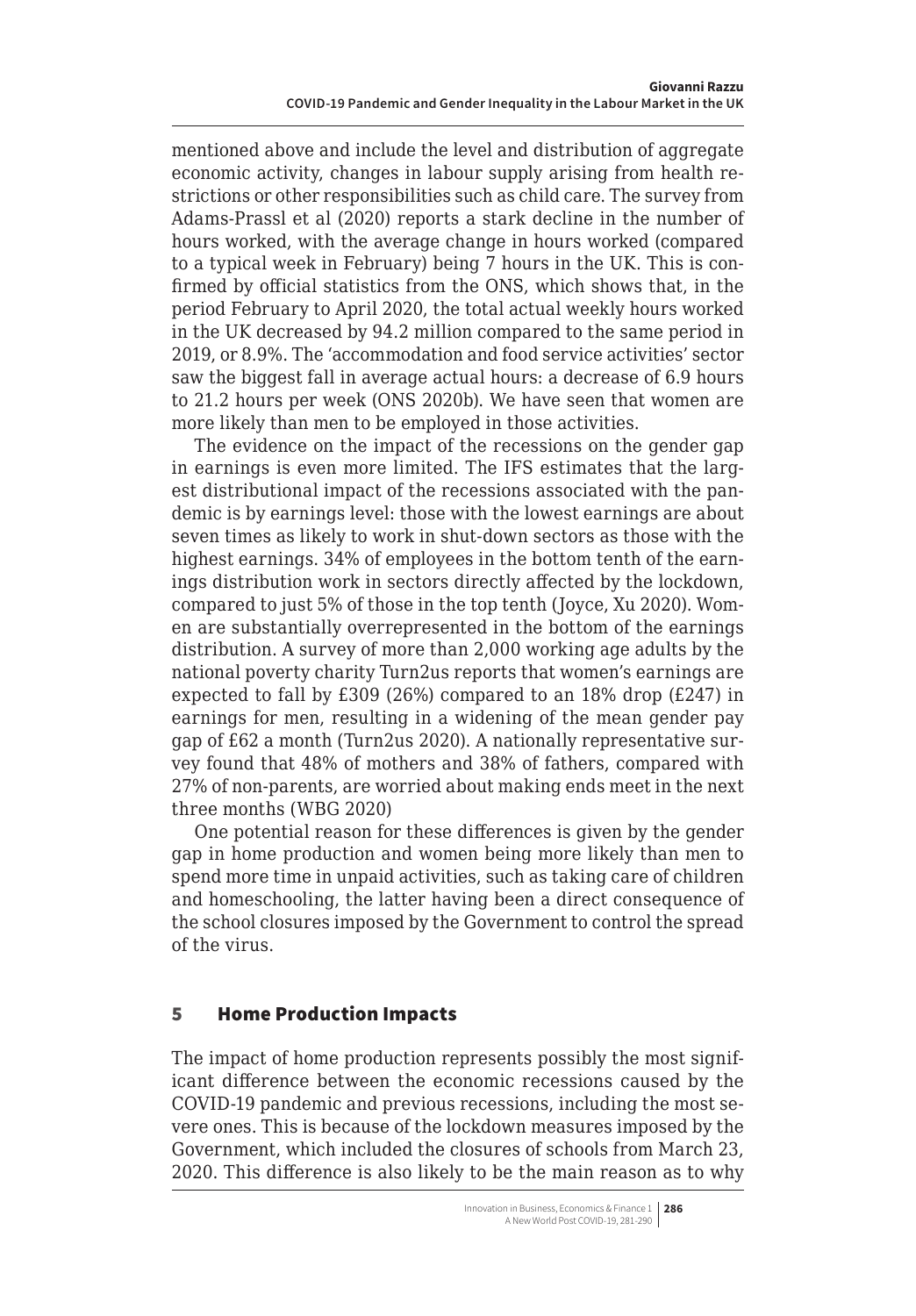mentioned above and include the level and distribution of aggregate economic activity, changes in labour supply arising from health restrictions or other responsibilities such as child care. The survey from Adams-Prassl et al (2020) reports a stark decline in the number of hours worked, with the average change in hours worked (compared to a typical week in February) being 7 hours in the UK. This is confirmed by official statistics from the ONS, which shows that, in the period February to April 2020, the total actual weekly hours worked in the UK decreased by 94.2 million compared to the same period in 2019, or 8.9%. The 'accommodation and food service activities' sector saw the biggest fall in average actual hours: a decrease of 6.9 hours to 21.2 hours per week (ONS 2020b). We have seen that women are more likely than men to be employed in those activities.

The evidence on the impact of the recessions on the gender gap in earnings is even more limited. The IFS estimates that the largest distributional impact of the recessions associated with the pandemic is by earnings level: those with the lowest earnings are about seven times as likely to work in shut-down sectors as those with the highest earnings. 34% of employees in the bottom tenth of the earnings distribution work in sectors directly affected by the lockdown, compared to just 5% of those in the top tenth (Joyce, Xu 2020). Women are substantially overrepresented in the bottom of the earnings distribution. A survey of more than 2,000 working age adults by the national poverty charity Turn2us reports that women's earnings are expected to fall by £309 (26%) compared to an 18% drop (£247) in earnings for men, resulting in a widening of the mean gender pay gap of £62 a month (Turn2us 2020). A nationally representative survey found that 48% of mothers and 38% of fathers, compared with 27% of non-parents, are worried about making ends meet in the next three months (WBG 2020)

One potential reason for these differences is given by the gender gap in home production and women being more likely than men to spend more time in unpaid activities, such as taking care of children and homeschooling, the latter having been a direct consequence of the school closures imposed by the Government to control the spread of the virus.

## 5 Home Production Impacts

The impact of home production represents possibly the most significant difference between the economic recessions caused by the COVID-19 pandemic and previous recessions, including the most severe ones. This is because of the lockdown measures imposed by the Government, which included the closures of schools from March 23, 2020. This difference is also likely to be the main reason as to why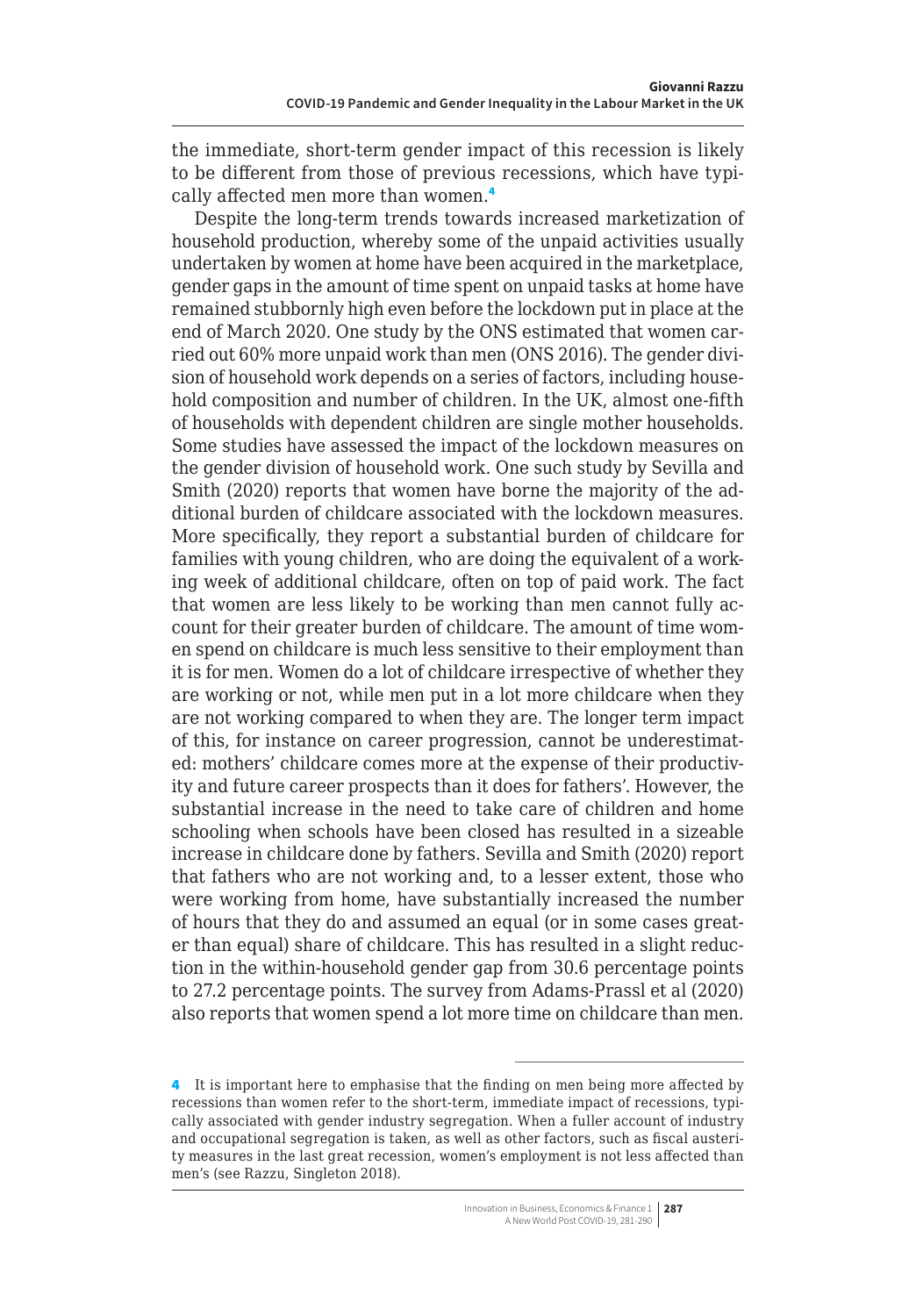the immediate, short-term gender impact of this recession is likely to be different from those of previous recessions, which have typically affected men more than women.[4]

Despite the long-term trends towards increased marketization of household production, whereby some of the unpaid activities usually undertaken by women at home have been acquired in the marketplace, gender gaps in the amount of time spent on unpaid tasks at home have remained stubbornly high even before the lockdown put in place at the end of March 2020. One study by the ONS estimated that women carried out 60% more unpaid work than men (ONS 2016). The gender division of household work depends on a series of factors, including household composition and number of children. In the UK, almost one-fifth of households with dependent children are single mother households. Some studies have assessed the impact of the lockdown measures on the gender division of household work. One such study by Sevilla and Smith (2020) reports that women have borne the majority of the additional burden of childcare associated with the lockdown measures. More specifically, they report a substantial burden of childcare for families with young children, who are doing the equivalent of a working week of additional childcare, often on top of paid work. The fact that women are less likely to be working than men cannot fully account for their greater burden of childcare. The amount of time women spend on childcare is much less sensitive to their employment than it is for men. Women do a lot of childcare irrespective of whether they are working or not, while men put in a lot more childcare when they are not working compared to when they are. The longer term impact of this, for instance on career progression, cannot be underestimated: mothers' childcare comes more at the expense of their productivity and future career prospects than it does for fathers'. However, the substantial increase in the need to take care of children and home schooling when schools have been closed has resulted in a sizeable increase in childcare done by fathers. Sevilla and Smith (2020) report that fathers who are not working and, to a lesser extent, those who were working from home, have substantially increased the number of hours that they do and assumed an equal (or in some cases greater than equal) share of childcare. This has resulted in a slight reduction in the within-household gender gap from 30.6 percentage points to 27.2 percentage points. The survey from Adams-Prassl et al (2020) also reports that women spend a lot more time on childcare than men.

---

[4] It is important here to emphasise that the finding on men being more affected by recessions than women refer to the short-term, immediate impact of recessions, typically associated with gender industry segregation. When a fuller account of industry and occupational segregation is taken, as well as other factors, such as fiscal austerity measures in the last great recession, women's employment is not less affected than men's (see Razzu, Singleton 2018).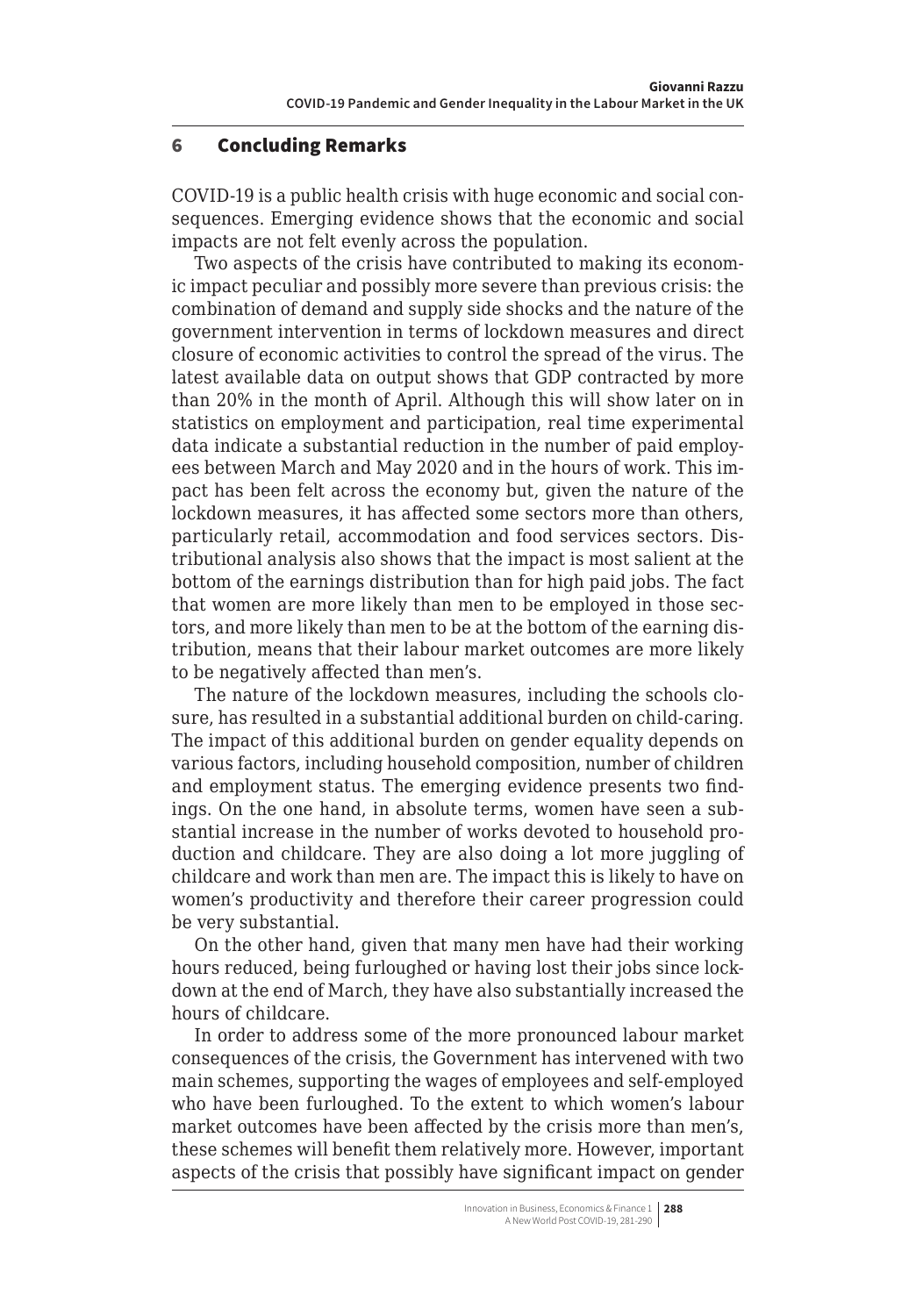## 6 Concluding Remarks

COVID-19 is a public health crisis with huge economic and social consequences. Emerging evidence shows that the economic and social impacts are not felt evenly across the population.

Two aspects of the crisis have contributed to making its economic impact peculiar and possibly more severe than previous crisis: the combination of demand and supply side shocks and the nature of the government intervention in terms of lockdown measures and direct closure of economic activities to control the spread of the virus. The latest available data on output shows that GDP contracted by more than 20% in the month of April. Although this will show later on in statistics on employment and participation, real time experimental data indicate a substantial reduction in the number of paid employees between March and May 2020 and in the hours of work. This impact has been felt across the economy but, given the nature of the lockdown measures, it has affected some sectors more than others, particularly retail, accommodation and food services sectors. Distributional analysis also shows that the impact is most salient at the bottom of the earnings distribution than for high paid jobs. The fact that women are more likely than men to be employed in those sectors, and more likely than men to be at the bottom of the earning distribution, means that their labour market outcomes are more likely to be negatively affected than men's.

The nature of the lockdown measures, including the schools closure, has resulted in a substantial additional burden on child-caring. The impact of this additional burden on gender equality depends on various factors, including household composition, number of children and employment status. The emerging evidence presents two findings. On the one hand, in absolute terms, women have seen a substantial increase in the number of works devoted to household production and childcare. They are also doing a lot more juggling of childcare and work than men are. The impact this is likely to have on women's productivity and therefore their career progression could be very substantial.

On the other hand, given that many men have had their working hours reduced, being furloughed or having lost their jobs since lockdown at the end of March, they have also substantially increased the hours of childcare.

In order to address some of the more pronounced labour market consequences of the crisis, the Government has intervened with two main schemes, supporting the wages of employees and self-employed who have been furloughed. To the extent to which women's labour market outcomes have been affected by the crisis more than men's, these schemes will benefit them relatively more. However, important aspects of the crisis that possibly have significant impact on gender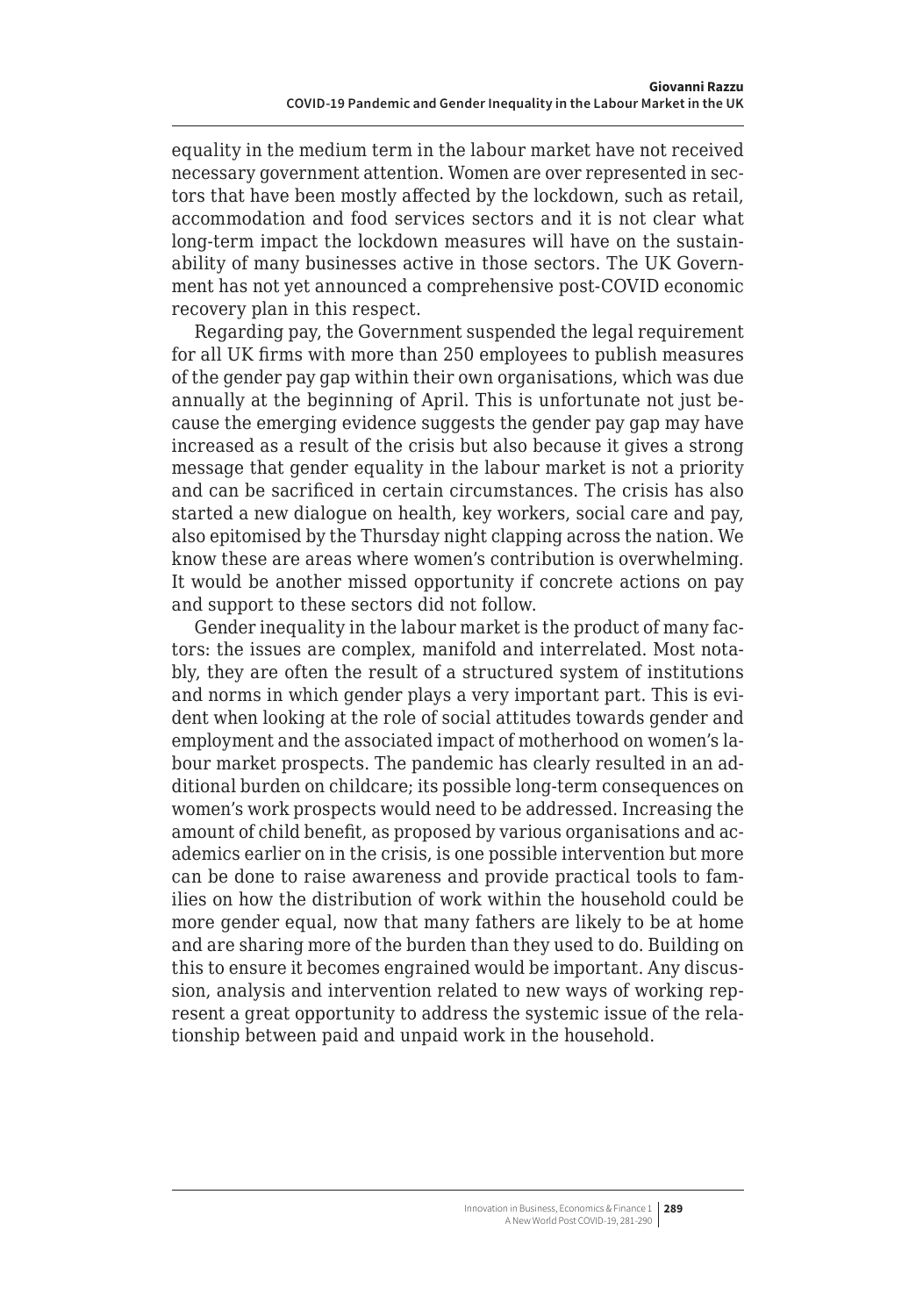equality in the medium term in the labour market have not received necessary government attention. Women are over represented in sectors that have been mostly affected by the lockdown, such as retail, accommodation and food services sectors and it is not clear what long-term impact the lockdown measures will have on the sustainability of many businesses active in those sectors. The UK Government has not yet announced a comprehensive post-COVID economic recovery plan in this respect.

Regarding pay, the Government suspended the legal requirement for all UK firms with more than 250 employees to publish measures of the gender pay gap within their own organisations, which was due annually at the beginning of April. This is unfortunate not just because the emerging evidence suggests the gender pay gap may have increased as a result of the crisis but also because it gives a strong message that gender equality in the labour market is not a priority and can be sacrificed in certain circumstances. The crisis has also started a new dialogue on health, key workers, social care and pay, also epitomised by the Thursday night clapping across the nation. We know these are areas where women's contribution is overwhelming. It would be another missed opportunity if concrete actions on pay and support to these sectors did not follow.

Gender inequality in the labour market is the product of many factors: the issues are complex, manifold and interrelated. Most notably, they are often the result of a structured system of institutions and norms in which gender plays a very important part. This is evident when looking at the role of social attitudes towards gender and employment and the associated impact of motherhood on women's labour market prospects. The pandemic has clearly resulted in an additional burden on childcare; its possible long-term consequences on women's work prospects would need to be addressed. Increasing the amount of child benefit, as proposed by various organisations and academics earlier on in the crisis, is one possible intervention but more can be done to raise awareness and provide practical tools to families on how the distribution of work within the household could be more gender equal, now that many fathers are likely to be at home and are sharing more of the burden than they used to do. Building on this to ensure it becomes engrained would be important. Any discussion, analysis and intervention related to new ways of working represent a great opportunity to address the systemic issue of the relationship between paid and unpaid work in the household.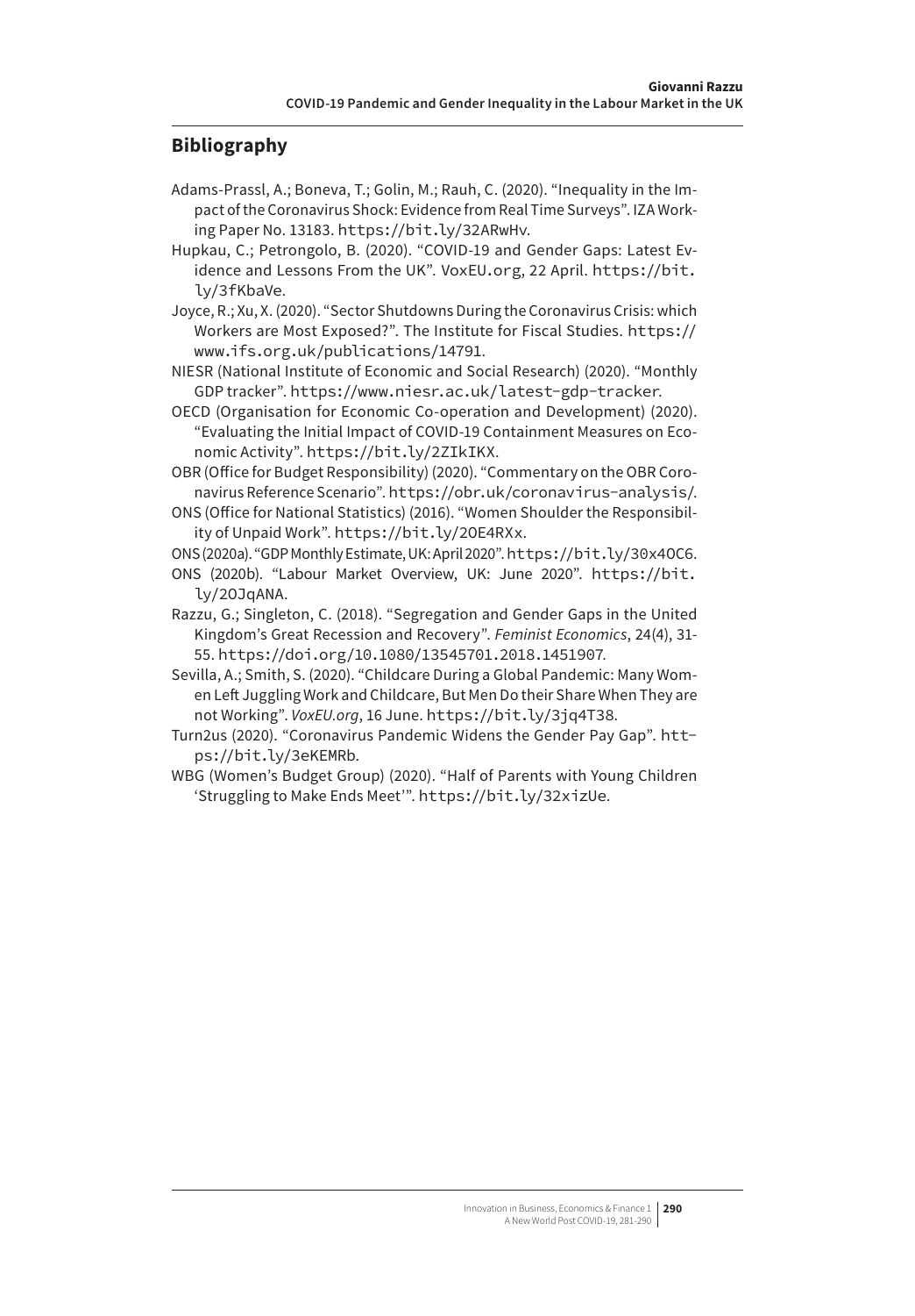## Bibliography

Adams-Prassl, A.; Boneva, T.; Golin, M.; Rauh, C. (2020). "Inequality in the Impact of the Coronavirus Shock: Evidence from Real Time Surveys". IZA Working Paper No. 13183. https://bit.ly/32ARwHv.

Hupkau, C.; Petrongolo, B. (2020). "COVID-19 and Gender Gaps: Latest Evidence and Lessons From the UK". VoxEU.org, 22 April. https://bit.ly/3fKbaVe.

Joyce, R.; Xu, X. (2020). "Sector Shutdowns During the Coronavirus Crisis: which Workers are Most Exposed?". The Institute for Fiscal Studies. https://www.ifs.org.uk/publications/14791.

NIESR (National Institute of Economic and Social Research) (2020). "Monthly GDP tracker". https://www.niesr.ac.uk/latest-gdp-tracker.

OECD (Organisation for Economic Co-operation and Development) (2020). "Evaluating the Initial Impact of COVID-19 Containment Measures on Economic Activity". https://bit.ly/2ZIkIKX.

OBR (Office for Budget Responsibility) (2020). "Commentary on the OBR Coronavirus Reference Scenario". https://obr.uk/coronavirus-analysis/.

ONS (Office for National Statistics) (2016). "Women Shoulder the Responsibility of Unpaid Work". https://bit.ly/2OE4RXx.

ONS (2020a). "GDP Monthly Estimate, UK: April 2020". https://bit.ly/30x4OC6.

ONS (2020b). "Labour Market Overview, UK: June 2020". https://bit.ly/2OJqANA.

Razzu, G.; Singleton, C. (2018). "Segregation and Gender Gaps in the United Kingdom's Great Recession and Recovery". *Feminist Economics*, 24(4), 31-55. https://doi.org/10.1080/13545701.2018.1451907.

Sevilla, A.; Smith, S. (2020). "Childcare During a Global Pandemic: Many Women Left Juggling Work and Childcare, But Men Do their Share When They are not Working". *VoxEU.org*, 16 June. https://bit.ly/3jq4T38.

Turn2us (2020). "Coronavirus Pandemic Widens the Gender Pay Gap". https://bit.ly/3eKEMRb.

WBG (Women's Budget Group) (2020). "Half of Parents with Young Children 'Struggling to Make Ends Meet'". https://bit.ly/32xizUe.